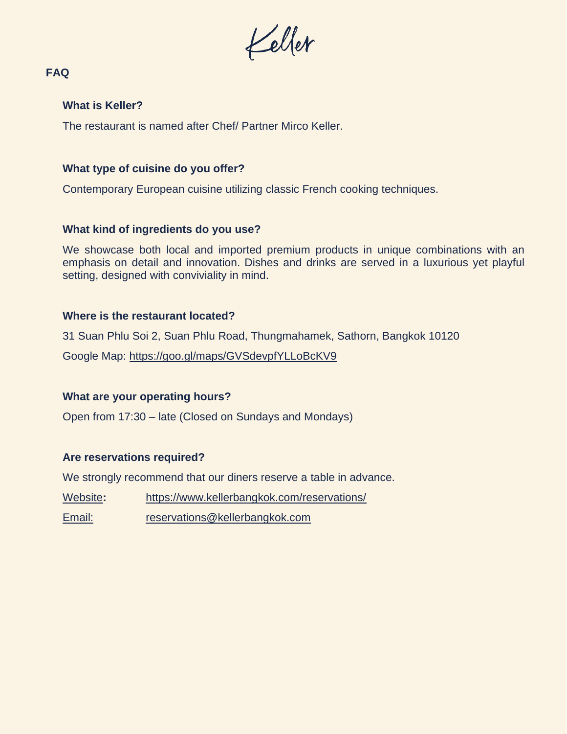# Keller

## FAQ

### What is Keller?

The restaurant is named after Chef/ Partner Mirco Keller.

### What type of cuisine do you offer?

Contemporary European cuisine utilizing classic French cooking techniques.

### What kind of ingredients do you use?

We showcase both local and imported premium products in unique combinations with an emphasis on detail and innovation. Dishes and drinks are served in a luxurious yet playful setting, designed with conviviality in mind.

### Where is the restaurant located?

31 Suan Phlu Soi 2, Suan Phlu Road, Thungmahamek, Sathorn, Bangkok 10120

Google Map: https://goo.gl/maps/GVSdevpfYLLoBcKV9

### What are your operating hours?

Open from 17:30 – late (Closed on Sundays and Mondays)

### Are reservations required?

We strongly recommend that our diners reserve a table in advance.

Website: https://www.kellerbangkok.com/reservations/

Email: reservations@kellerbangkok.com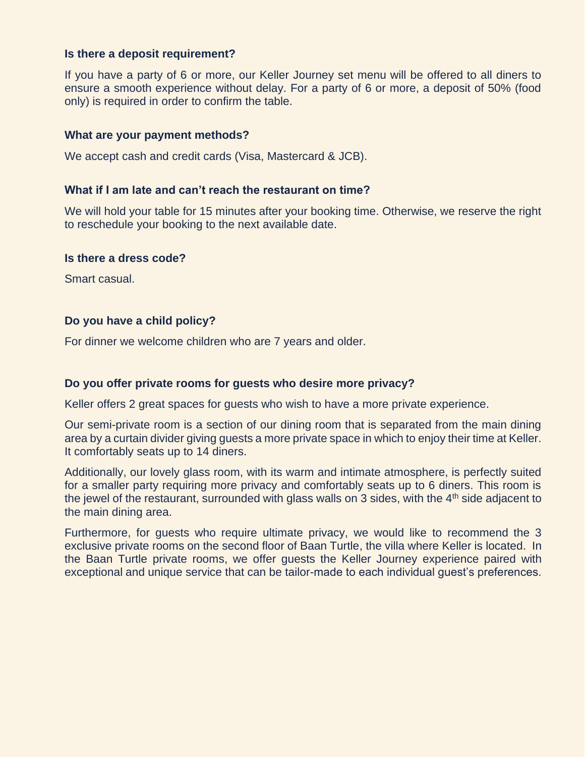**Is there a deposit requirement?**

If you have a party of 6 or more, our Keller Journey set menu will be offered to all diners to ensure a smooth experience without delay. For a party of 6 or more, a deposit of 50% (food only) is required in order to confirm the table.

**What are your payment methods?**

We accept cash and credit cards (Visa, Mastercard & JCB).

**What if I am late and can't reach the restaurant on time?**

We will hold your table for 15 minutes after your booking time. Otherwise, we reserve the right to reschedule your booking to the next available date.

**Is there a dress code?**

Smart casual.

**Do you have a child policy?**

For dinner we welcome children who are 7 years and older.

**Do you offer private rooms for guests who desire more privacy?**

Keller offers 2 great spaces for guests who wish to have a more private experience.

Our semi-private room is a section of our dining room that is separated from the main dining area by a curtain divider giving guests a more private space in which to enjoy their time at Keller. It comfortably seats up to 14 diners.

Additionally, our lovely glass room, with its warm and intimate atmosphere, is perfectly suited for a smaller party requiring more privacy and comfortably seats up to 6 diners. This room is the jewel of the restaurant, surrounded with glass walls on 3 sides, with the 4th side adjacent to the main dining area.

Furthermore, for guests who require ultimate privacy, we would like to recommend the 3 exclusive private rooms on the second floor of Baan Turtle, the villa where Keller is located. In the Baan Turtle private rooms, we offer guests the Keller Journey experience paired with exceptional and unique service that can be tailor-made to each individual guest's preferences.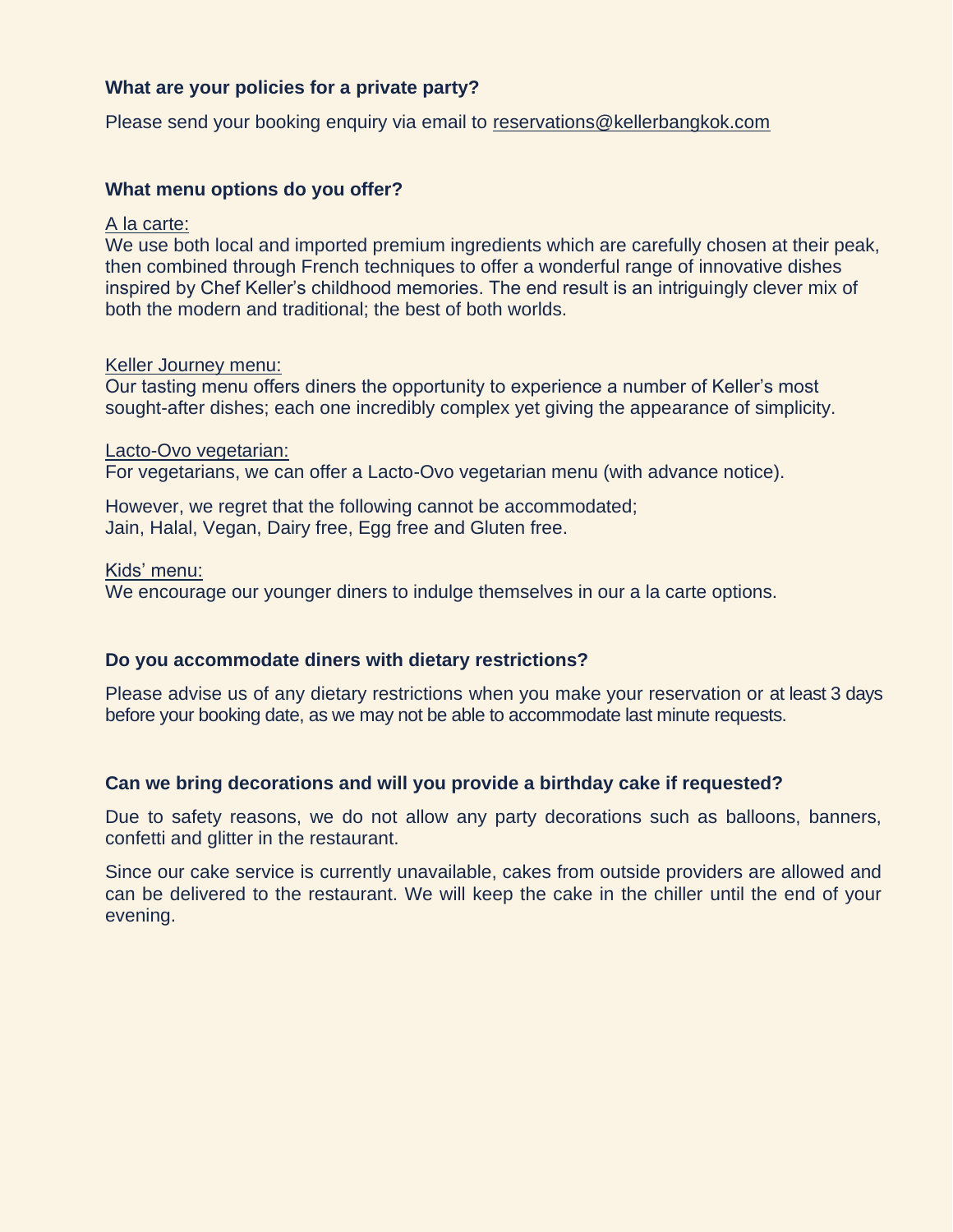### What are your policies for a private party?

Please send your booking enquiry via email to reservations@kellerbangkok.com

### What menu options do you offer?

A la carte:
We use both local and imported premium ingredients which are carefully chosen at their peak, then combined through French techniques to offer a wonderful range of innovative dishes inspired by Chef Keller's childhood memories. The end result is an intriguingly clever mix of both the modern and traditional; the best of both worlds.

Keller Journey menu:
Our tasting menu offers diners the opportunity to experience a number of Keller's most sought-after dishes; each one incredibly complex yet giving the appearance of simplicity.

Lacto-Ovo vegetarian:
For vegetarians, we can offer a Lacto-Ovo vegetarian menu (with advance notice).

However, we regret that the following cannot be accommodated;
Jain, Halal, Vegan, Dairy free, Egg free and Gluten free.

Kids' menu:
We encourage our younger diners to indulge themselves in our a la carte options.

### Do you accommodate diners with dietary restrictions?

Please advise us of any dietary restrictions when you make your reservation or at least 3 days before your booking date, as we may not be able to accommodate last minute requests.

### Can we bring decorations and will you provide a birthday cake if requested?

Due to safety reasons, we do not allow any party decorations such as balloons, banners, confetti and glitter in the restaurant.

Since our cake service is currently unavailable, cakes from outside providers are allowed and can be delivered to the restaurant. We will keep the cake in the chiller until the end of your evening.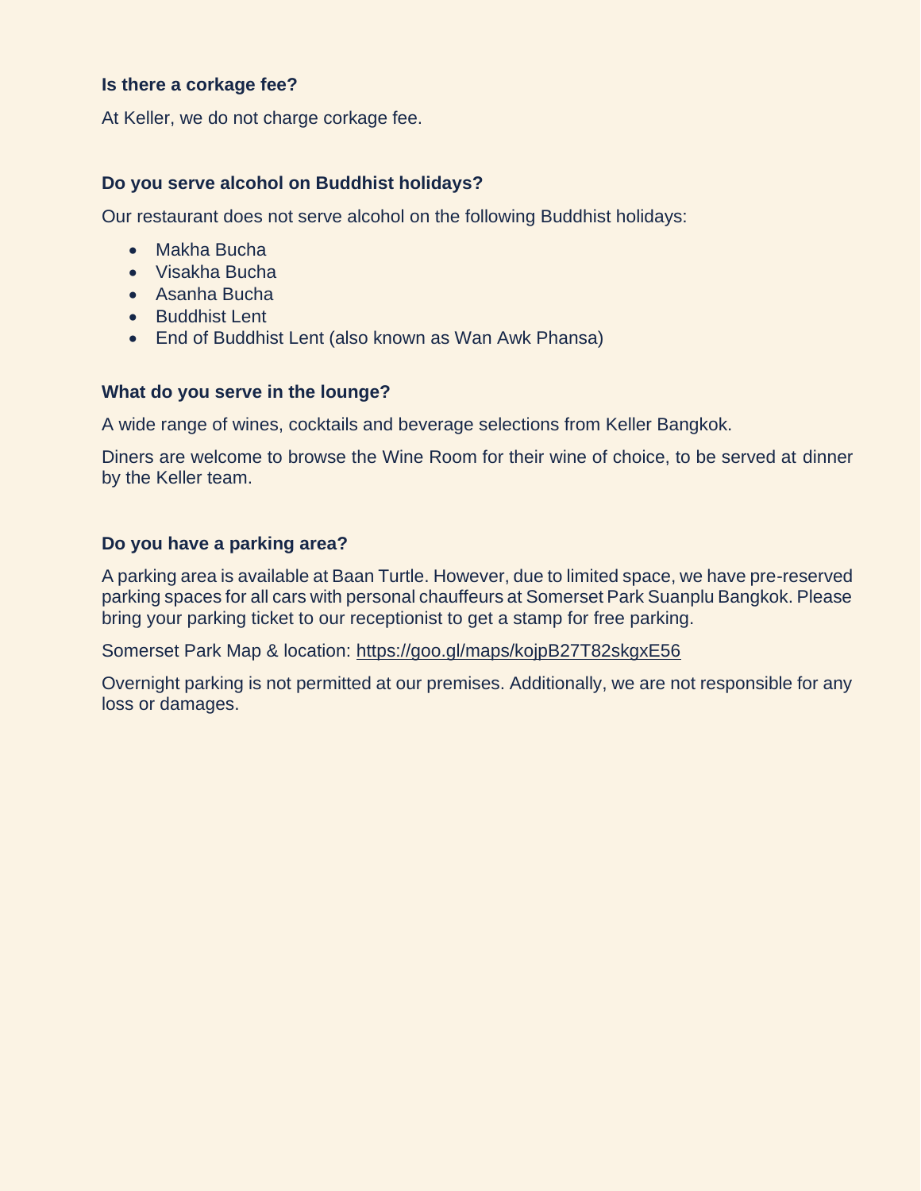**Is there a corkage fee?**

At Keller, we do not charge corkage fee.

**Do you serve alcohol on Buddhist holidays?**

Our restaurant does not serve alcohol on the following Buddhist holidays:

- Makha Bucha
- Visakha Bucha
- Asanha Bucha
- Buddhist Lent
- End of Buddhist Lent (also known as Wan Awk Phansa)

**What do you serve in the lounge?**

A wide range of wines, cocktails and beverage selections from Keller Bangkok.

Diners are welcome to browse the Wine Room for their wine of choice, to be served at dinner by the Keller team.

**Do you have a parking area?**

A parking area is available at Baan Turtle. However, due to limited space, we have pre-reserved parking spaces for all cars with personal chauffeurs at Somerset Park Suanplu Bangkok. Please bring your parking ticket to our receptionist to get a stamp for free parking.

Somerset Park Map & location: https://goo.gl/maps/kojpB27T82skgxE56

Overnight parking is not permitted at our premises. Additionally, we are not responsible for any loss or damages.